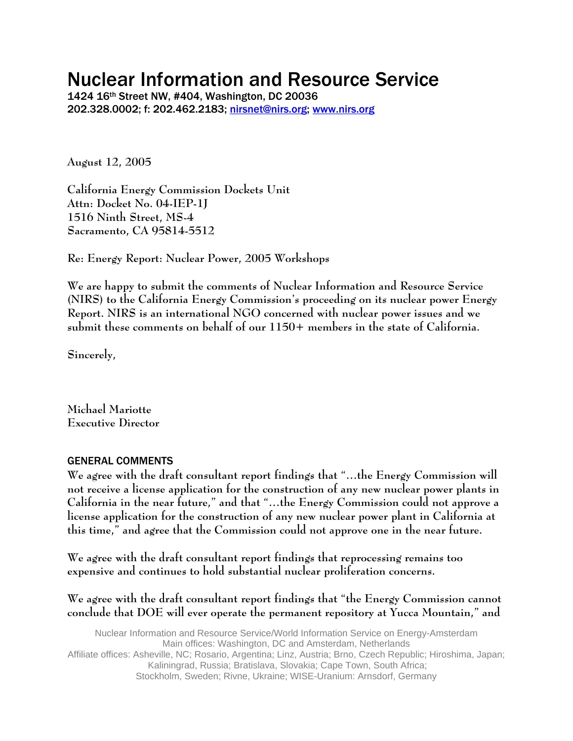# Nuclear Information and Resource Service

1424 16th Street NW, #404, Washington, DC 20036
202.328.0002; f: 202.462.2183; nirsnet@nirs.org; www.nirs.org

August 12, 2005

California Energy Commission Dockets Unit
Attn: Docket No. 04-IEP-1J
1516 Ninth Street, MS-4
Sacramento, CA 95814-5512

Re: Energy Report: Nuclear Power, 2005 Workshops

We are happy to submit the comments of Nuclear Information and Resource Service (NIRS) to the California Energy Commission's proceeding on its nuclear power Energy Report. NIRS is an international NGO concerned with nuclear power issues and we submit these comments on behalf of our 1150+ members in the state of California.

Sincerely,

Michael Mariotte
Executive Director

## GENERAL COMMENTS

We agree with the draft consultant report findings that "...the Energy Commission will not receive a license application for the construction of any new nuclear power plants in California in the near future," and that "...the Energy Commission could not approve a license application for the construction of any new nuclear power plant in California at this time," and agree that the Commission could not approve one in the near future.

We agree with the draft consultant report findings that reprocessing remains too expensive and continues to hold substantial nuclear proliferation concerns.

We agree with the draft consultant report findings that "the Energy Commission cannot conclude that DOE will ever operate the permanent repository at Yucca Mountain," and

Nuclear Information and Resource Service/World Information Service on Energy-Amsterdam
Main offices: Washington, DC and Amsterdam, Netherlands
Affiliate offices: Asheville, NC; Rosario, Argentina; Linz, Austria; Brno, Czech Republic; Hiroshima, Japan; Kaliningrad, Russia; Bratislava, Slovakia; Cape Town, South Africa; Stockholm, Sweden; Rivne, Ukraine; WISE-Uranium: Arnsdorf, Germany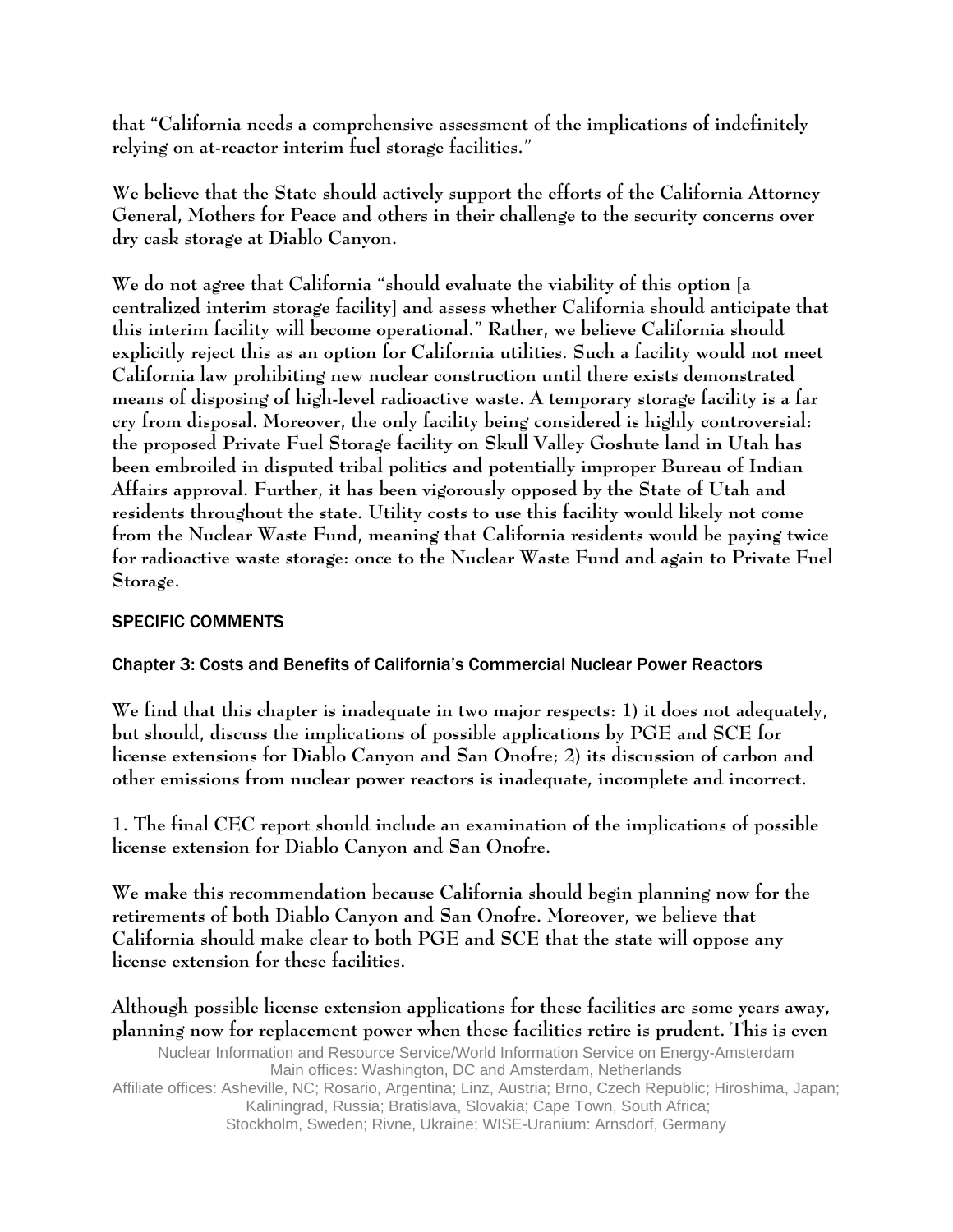that "California needs a comprehensive assessment of the implications of indefinitely relying on at-reactor interim fuel storage facilities."

We believe that the State should actively support the efforts of the California Attorney General, Mothers for Peace and others in their challenge to the security concerns over dry cask storage at Diablo Canyon.

We do not agree that California "should evaluate the viability of this option [a centralized interim storage facility] and assess whether California should anticipate that this interim facility will become operational." Rather, we believe California should explicitly reject this as an option for California utilities. Such a facility would not meet California law prohibiting new nuclear construction until there exists demonstrated means of disposing of high-level radioactive waste. A temporary storage facility is a far cry from disposal. Moreover, the only facility being considered is highly controversial: the proposed Private Fuel Storage facility on Skull Valley Goshute land in Utah has been embroiled in disputed tribal politics and potentially improper Bureau of Indian Affairs approval. Further, it has been vigorously opposed by the State of Utah and residents throughout the state. Utility costs to use this facility would likely not come from the Nuclear Waste Fund, meaning that California residents would be paying twice for radioactive waste storage: once to the Nuclear Waste Fund and again to Private Fuel Storage.

## SPECIFIC COMMENTS

### Chapter 3: Costs and Benefits of California's Commercial Nuclear Power Reactors

We find that this chapter is inadequate in two major respects: 1) it does not adequately, but should, discuss the implications of possible applications by PGE and SCE for license extensions for Diablo Canyon and San Onofre; 2) its discussion of carbon and other emissions from nuclear power reactors is inadequate, incomplete and incorrect.

1. The final CEC report should include an examination of the implications of possible license extension for Diablo Canyon and San Onofre.

We make this recommendation because California should begin planning now for the retirements of both Diablo Canyon and San Onofre. Moreover, we believe that California should make clear to both PGE and SCE that the state will oppose any license extension for these facilities.

Although possible license extension applications for these facilities are some years away, planning now for replacement power when these facilities retire is prudent. This is even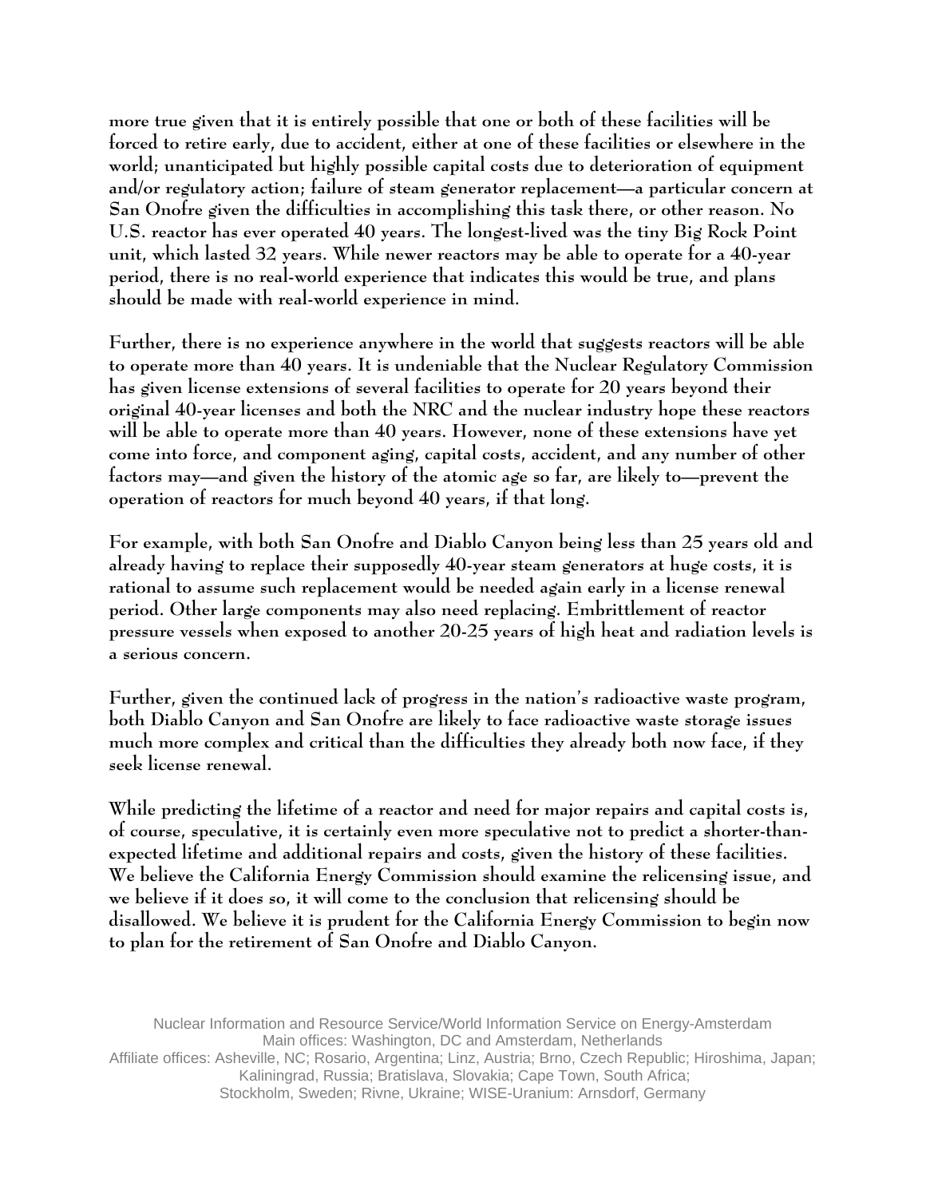more true given that it is entirely possible that one or both of these facilities will be forced to retire early, due to accident, either at one of these facilities or elsewhere in the world; unanticipated but highly possible capital costs due to deterioration of equipment and/or regulatory action; failure of steam generator replacement—a particular concern at San Onofre given the difficulties in accomplishing this task there, or other reason. No U.S. reactor has ever operated 40 years. The longest-lived was the tiny Big Rock Point unit, which lasted 32 years. While newer reactors may be able to operate for a 40-year period, there is no real-world experience that indicates this would be true, and plans should be made with real-world experience in mind.

Further, there is no experience anywhere in the world that suggests reactors will be able to operate more than 40 years. It is undeniable that the Nuclear Regulatory Commission has given license extensions of several facilities to operate for 20 years beyond their original 40-year licenses and both the NRC and the nuclear industry hope these reactors will be able to operate more than 40 years. However, none of these extensions have yet come into force, and component aging, capital costs, accident, and any number of other factors may—and given the history of the atomic age so far, are likely to—prevent the operation of reactors for much beyond 40 years, if that long.

For example, with both San Onofre and Diablo Canyon being less than 25 years old and already having to replace their supposedly 40-year steam generators at huge costs, it is rational to assume such replacement would be needed again early in a license renewal period. Other large components may also need replacing. Embrittlement of reactor pressure vessels when exposed to another 20-25 years of high heat and radiation levels is a serious concern.

Further, given the continued lack of progress in the nation's radioactive waste program, both Diablo Canyon and San Onofre are likely to face radioactive waste storage issues much more complex and critical than the difficulties they already both now face, if they seek license renewal.

While predicting the lifetime of a reactor and need for major repairs and capital costs is, of course, speculative, it is certainly even more speculative not to predict a shorter-than-expected lifetime and additional repairs and costs, given the history of these facilities. We believe the California Energy Commission should examine the relicensing issue, and we believe if it does so, it will come to the conclusion that relicensing should be disallowed. We believe it is prudent for the California Energy Commission to begin now to plan for the retirement of San Onofre and Diablo Canyon.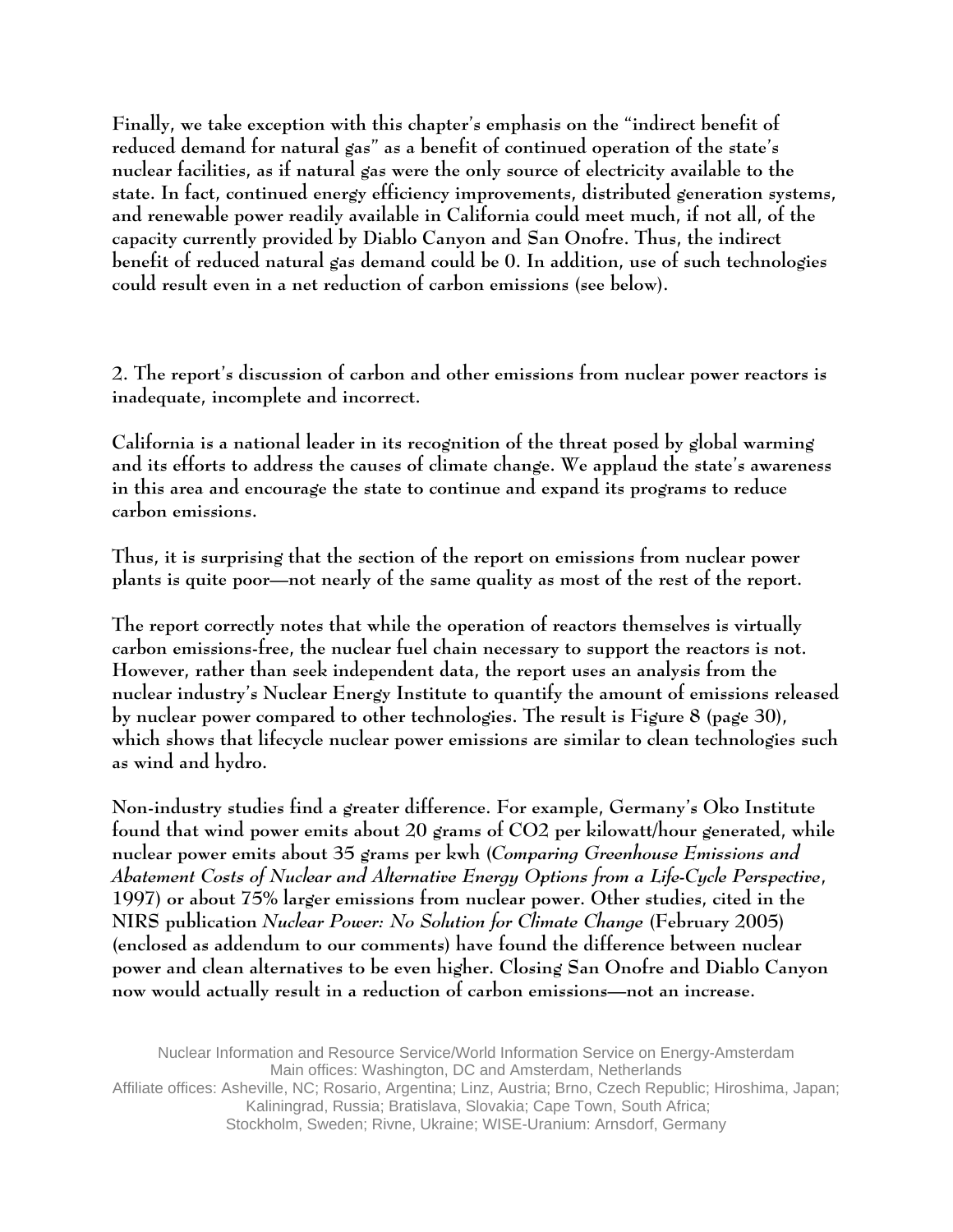Finally, we take exception with this chapter's emphasis on the "indirect benefit of reduced demand for natural gas" as a benefit of continued operation of the state's nuclear facilities, as if natural gas were the only source of electricity available to the state. In fact, continued energy efficiency improvements, distributed generation systems, and renewable power readily available in California could meet much, if not all, of the capacity currently provided by Diablo Canyon and San Onofre. Thus, the indirect benefit of reduced natural gas demand could be 0. In addition, use of such technologies could result even in a net reduction of carbon emissions (see below).

2. The report's discussion of carbon and other emissions from nuclear power reactors is inadequate, incomplete and incorrect.

California is a national leader in its recognition of the threat posed by global warming and its efforts to address the causes of climate change. We applaud the state's awareness in this area and encourage the state to continue and expand its programs to reduce carbon emissions.

Thus, it is surprising that the section of the report on emissions from nuclear power plants is quite poor—not nearly of the same quality as most of the rest of the report.

The report correctly notes that while the operation of reactors themselves is virtually carbon emissions-free, the nuclear fuel chain necessary to support the reactors is not. However, rather than seek independent data, the report uses an analysis from the nuclear industry's Nuclear Energy Institute to quantify the amount of emissions released by nuclear power compared to other technologies. The result is Figure 8 (page 30), which shows that lifecycle nuclear power emissions are similar to clean technologies such as wind and hydro.

Non-industry studies find a greater difference. For example, Germany's Oko Institute found that wind power emits about 20 grams of $CO_2$ per kilowatt/hour generated, while nuclear power emits about 35 grams per kwh (*Comparing Greenhouse Emissions and Abatement Costs of Nuclear and Alternative Energy Options from a Life-Cycle Perspective*, 1997) or about 75% larger emissions from nuclear power. Other studies, cited in the NIRS publication *Nuclear Power: No Solution for Climate Change* (February 2005) (enclosed as addendum to our comments) have found the difference between nuclear power and clean alternatives to be even higher. Closing San Onofre and Diablo Canyon now would actually result in a reduction of carbon emissions—not an increase.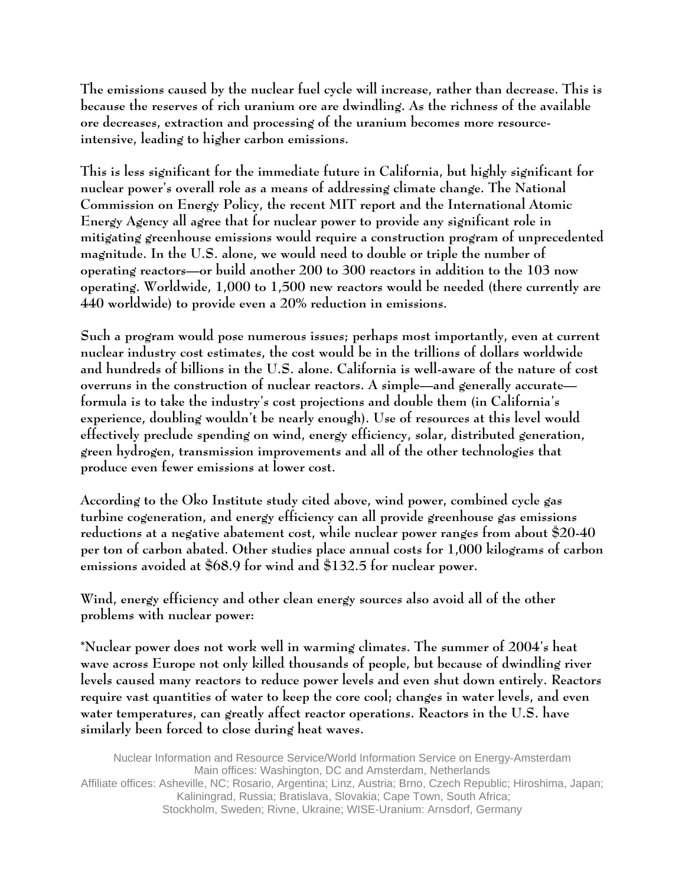**The emissions caused by the nuclear fuel cycle will increase, rather than decrease. This is because the reserves of rich uranium ore are dwindling. As the richness of the available ore decreases, extraction and processing of the uranium becomes more resource-intensive, leading to higher carbon emissions.**

**This is less significant for the immediate future in California, but highly significant for nuclear power's overall role as a means of addressing climate change. The National Commission on Energy Policy, the recent MIT report and the International Atomic Energy Agency all agree that for nuclear power to provide any significant role in mitigating greenhouse emissions would require a construction program of unprecedented magnitude. In the U.S. alone, we would need to double or triple the number of operating reactors—or build another 200 to 300 reactors in addition to the 103 now operating. Worldwide, 1,000 to 1,500 new reactors would be needed (there currently are 440 worldwide) to provide even a 20% reduction in emissions.**

**Such a program would pose numerous issues; perhaps most importantly, even at current nuclear industry cost estimates, the cost would be in the trillions of dollars worldwide and hundreds of billions in the U.S. alone. California is well-aware of the nature of cost overruns in the construction of nuclear reactors. A simple—and generally accurate—formula is to take the industry's cost projections and double them (in California's experience, doubling wouldn't be nearly enough). Use of resources at this level would effectively preclude spending on wind, energy efficiency, solar, distributed generation, green hydrogen, transmission improvements and all of the other technologies that produce even fewer emissions at lower cost.**

**According to the Oko Institute study cited above, wind power, combined cycle gas turbine cogeneration, and energy efficiency can all provide greenhouse gas emissions reductions at a negative abatement cost, while nuclear power ranges from about $20-40 per ton of carbon abated. Other studies place annual costs for 1,000 kilograms of carbon emissions avoided at $68.9 for wind and $132.5 for nuclear power.**

**Wind, energy efficiency and other clean energy sources also avoid all of the other problems with nuclear power:**

**\*Nuclear power does not work well in warming climates. The summer of 2004's heat wave across Europe not only killed thousands of people, but because of dwindling river levels caused many reactors to reduce power levels and even shut down entirely. Reactors require vast quantities of water to keep the core cool; changes in water levels, and even water temperatures, can greatly affect reactor operations. Reactors in the U.S. have similarly been forced to close during heat waves.**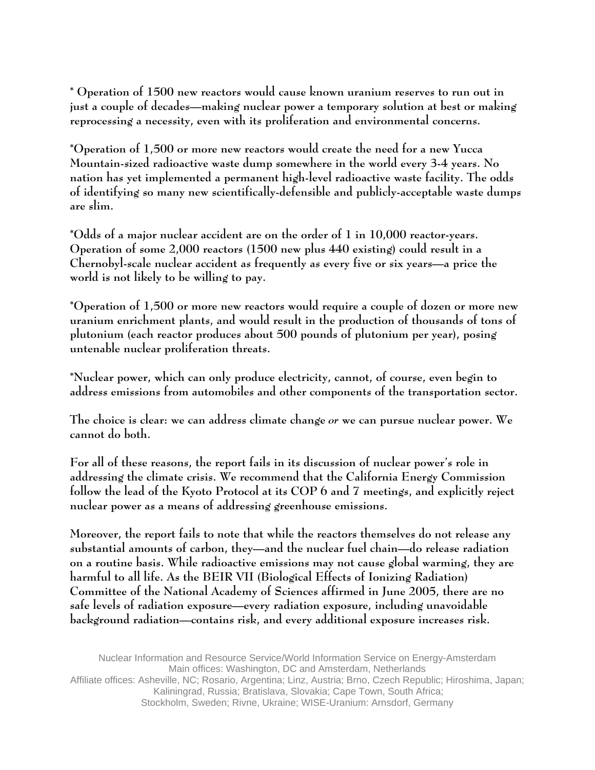* Operation of 1500 new reactors would cause known uranium reserves to run out in just a couple of decades—making nuclear power a temporary solution at best or making reprocessing a necessity, even with its proliferation and environmental concerns.

*Operation of 1,500 or more new reactors would create the need for a new Yucca Mountain-sized radioactive waste dump somewhere in the world every 3-4 years. No nation has yet implemented a permanent high-level radioactive waste facility. The odds of identifying so many new scientifically-defensible and publicly-acceptable waste dumps are slim.

*Odds of a major nuclear accident are on the order of 1 in 10,000 reactor-years. Operation of some 2,000 reactors (1500 new plus 440 existing) could result in a Chernobyl-scale nuclear accident as frequently as every five or six years—a price the world is not likely to be willing to pay.

*Operation of 1,500 or more new reactors would require a couple of dozen or more new uranium enrichment plants, and would result in the production of thousands of tons of plutonium (each reactor produces about 500 pounds of plutonium per year), posing untenable nuclear proliferation threats.

*Nuclear power, which can only produce electricity, cannot, of course, even begin to address emissions from automobiles and other components of the transportation sector.

The choice is clear: we can address climate change *or* we can pursue nuclear power. We cannot do both.

For all of these reasons, the report fails in its discussion of nuclear power's role in addressing the climate crisis. We recommend that the California Energy Commission follow the lead of the Kyoto Protocol at its COP 6 and 7 meetings, and explicitly reject nuclear power as a means of addressing greenhouse emissions.

Moreover, the report fails to note that while the reactors themselves do not release any substantial amounts of carbon, they—and the nuclear fuel chain—do release radiation on a routine basis. While radioactive emissions may not cause global warming, they are harmful to all life. As the BEIR VII (Biological Effects of Ionizing Radiation) Committee of the National Academy of Sciences affirmed in June 2005, there are no safe levels of radiation exposure—every radiation exposure, including unavoidable background radiation—contains risk, and every additional exposure increases risk.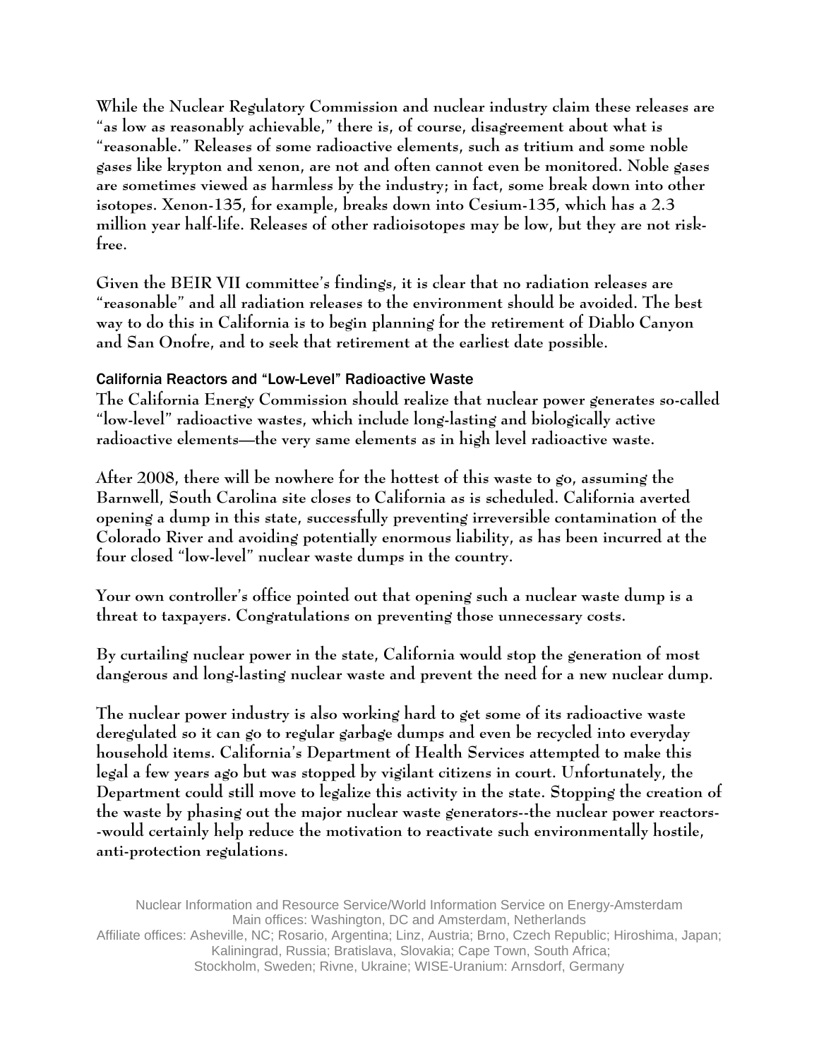While the Nuclear Regulatory Commission and nuclear industry claim these releases are "as low as reasonably achievable," there is, of course, disagreement about what is "reasonable." Releases of some radioactive elements, such as tritium and some noble gases like krypton and xenon, are not and often cannot even be monitored. Noble gases are sometimes viewed as harmless by the industry; in fact, some break down into other isotopes. Xenon-135, for example, breaks down into Cesium-135, which has a 2.3 million year half-life. Releases of other radioisotopes may be low, but they are not risk-free.

Given the BEIR VII committee's findings, it is clear that no radiation releases are "reasonable" and all radiation releases to the environment should be avoided. The best way to do this in California is to begin planning for the retirement of Diablo Canyon and San Onofre, and to seek that retirement at the earliest date possible.

### California Reactors and "Low-Level" Radioactive Waste

The California Energy Commission should realize that nuclear power generates so-called "low-level" radioactive wastes, which include long-lasting and biologically active radioactive elements—the very same elements as in high level radioactive waste.

After 2008, there will be nowhere for the hottest of this waste to go, assuming the Barnwell, South Carolina site closes to California as is scheduled. California averted opening a dump in this state, successfully preventing irreversible contamination of the Colorado River and avoiding potentially enormous liability, as has been incurred at the four closed "low-level" nuclear waste dumps in the country.

Your own controller's office pointed out that opening such a nuclear waste dump is a threat to taxpayers. Congratulations on preventing those unnecessary costs.

By curtailing nuclear power in the state, California would stop the generation of most dangerous and long-lasting nuclear waste and prevent the need for a new nuclear dump.

The nuclear power industry is also working hard to get some of its radioactive waste deregulated so it can go to regular garbage dumps and even be recycled into everyday household items. California's Department of Health Services attempted to make this legal a few years ago but was stopped by vigilant citizens in court. Unfortunately, the Department could still move to legalize this activity in the state. Stopping the creation of the waste by phasing out the major nuclear waste generators--the nuclear power reactors--would certainly help reduce the motivation to reactivate such environmentally hostile, anti-protection regulations.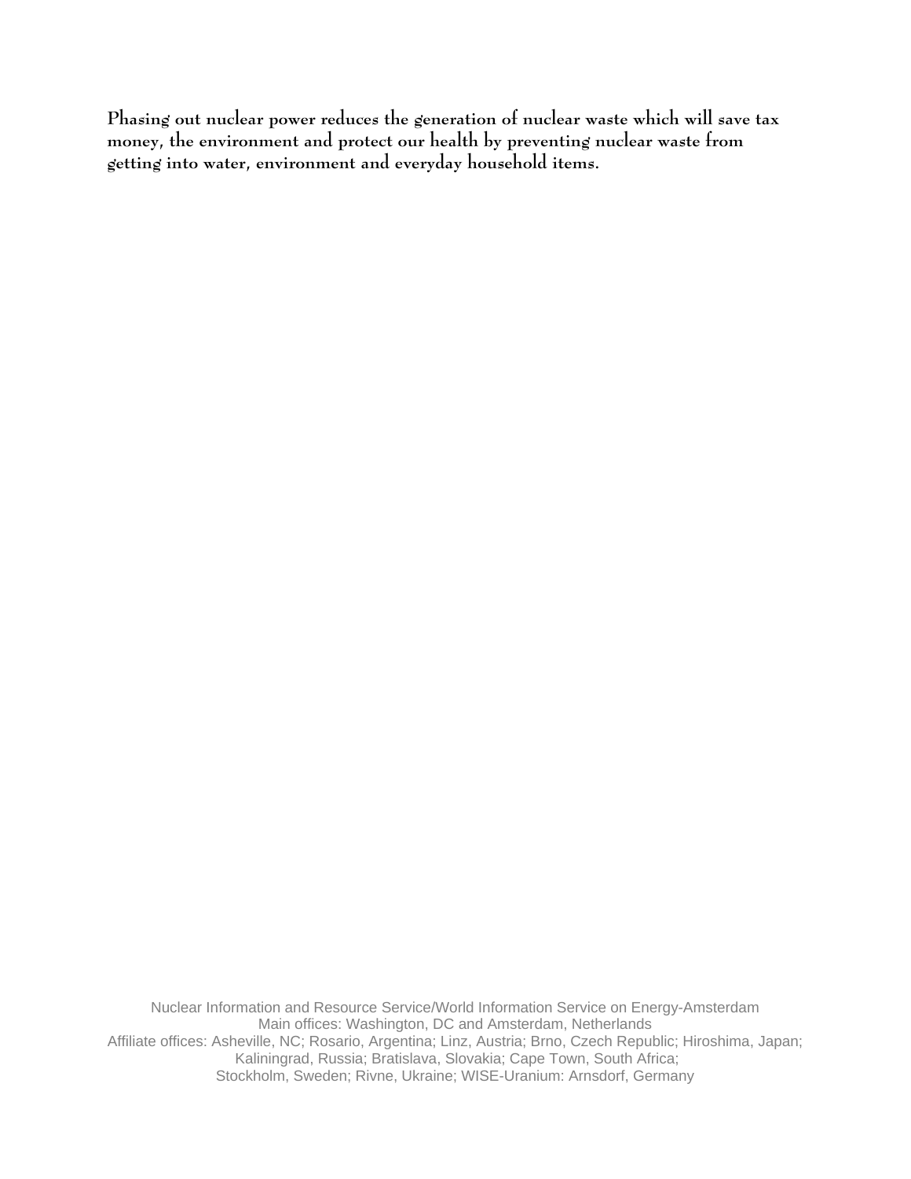**Phasing out nuclear power reduces the generation of nuclear waste which will save tax money, the environment and protect our health by preventing nuclear waste from getting into water, environment and everyday household items.**